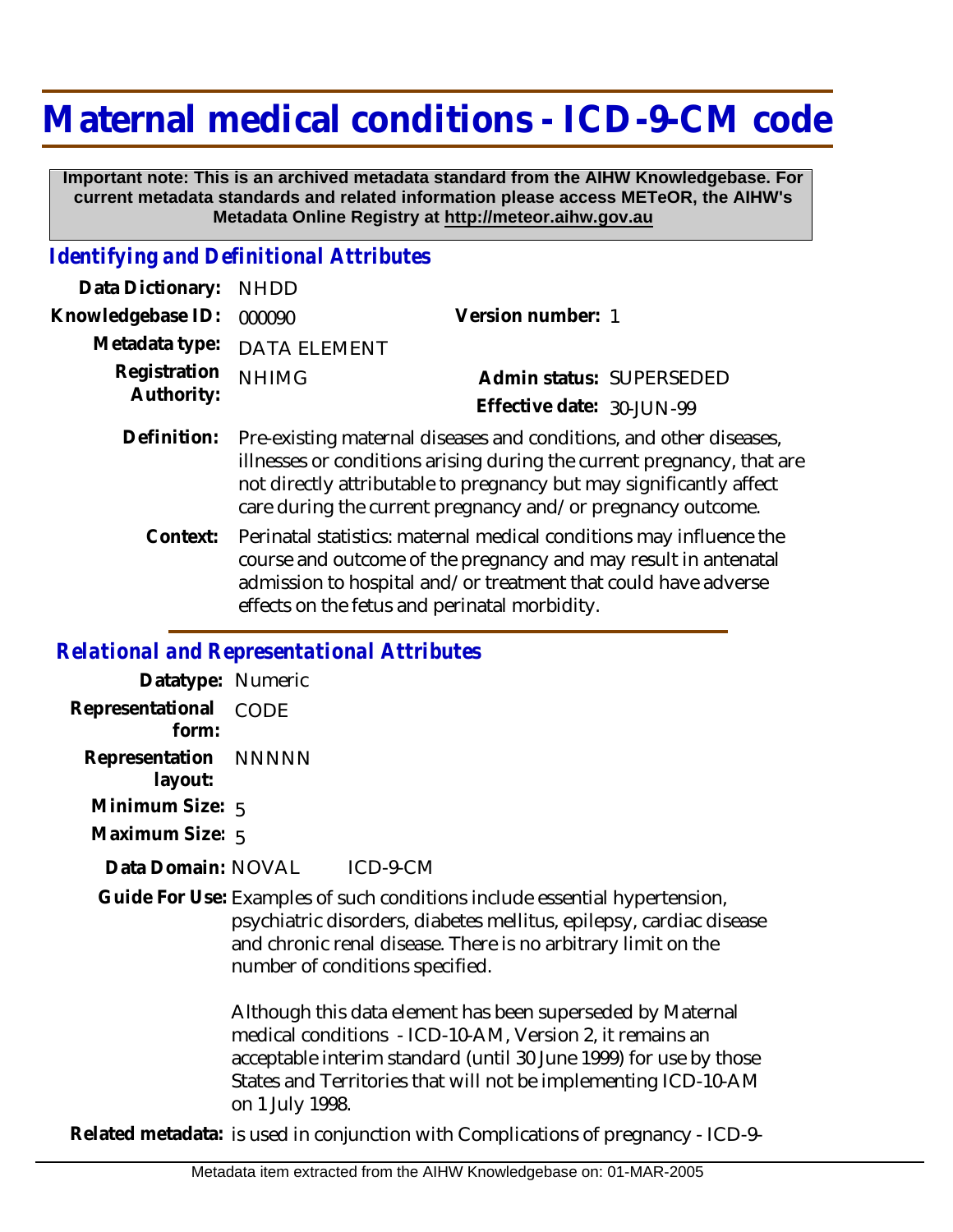# Maternal medical conditions - ICD-9-CM code

**Important note: This is an archived metadata standard from the AIHW Knowledgebase. For current metadata standards and related information please access METeOR, the AIHW's Metadata Online Registry at http://meteor.aihw.gov.au**

## *Identifying and Definitional Attributes*

**Data Dictionary:** NHDD

**Knowledgebase ID:** 000090

**Version number:** 1

**Metadata type:** DATA ELEMENT

**Registration Authority:** NHIMG

**Admin status:** SUPERSEDED

**Effective date:** 30-JUN-99

**Definition:** Pre-existing maternal diseases and conditions, and other diseases, illnesses or conditions arising during the current pregnancy, that are not directly attributable to pregnancy but may significantly affect care during the current pregnancy and/or pregnancy outcome.

**Context:** Perinatal statistics: maternal medical conditions may influence the course and outcome of the pregnancy and may result in antenatal admission to hospital and/or treatment that could have adverse effects on the fetus and perinatal morbidity.

## *Relational and Representational Attributes*

**Datatype:** Numeric

**Representational form:** CODE

**Representation layout:** NNNNN

**Minimum Size:** 5

**Maximum Size:** 5

**Data Domain:** NOVAL ICD-9-CM

**Guide For Use:** Examples of such conditions include essential hypertension, psychiatric disorders, diabetes mellitus, epilepsy, cardiac disease and chronic renal disease. There is no arbitrary limit on the number of conditions specified.

Although this data element has been superseded by Maternal medical conditions - ICD-10-AM, Version 2, it remains an acceptable interim standard (until 30 June 1999) for use by those States and Territories that will not be implementing ICD-10-AM on 1 July 1998.

**Related metadata:** is used in conjunction with Complications of pregnancy - ICD-9-

Metadata item extracted from the AIHW Knowledgebase on: 01-MAR-2005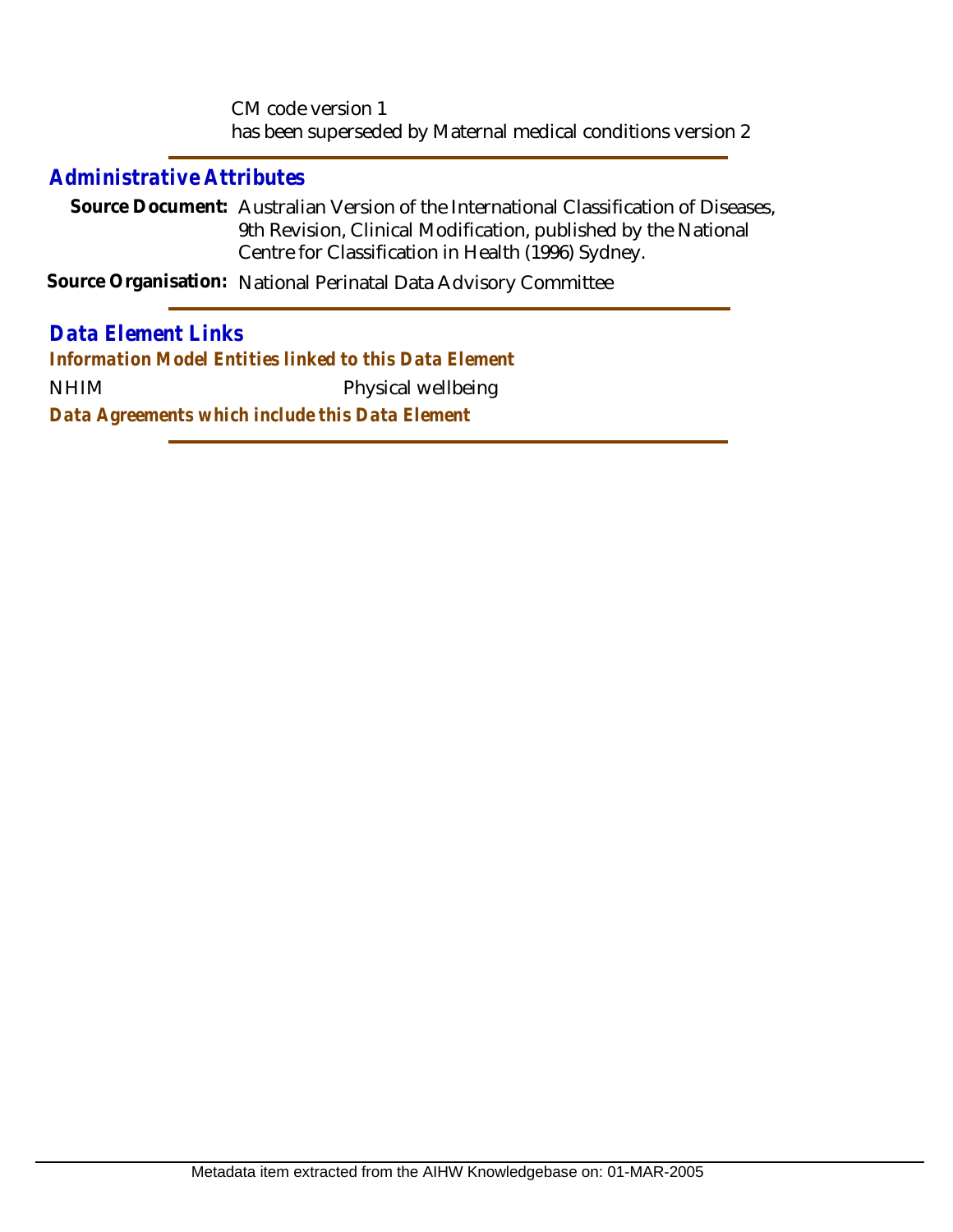CM code version 1
has been superseded by Maternal medical conditions version 2

## Administrative Attributes

**Source Document:** Australian Version of the International Classification of Diseases, 9th Revision, Clinical Modification, published by the National Centre for Classification in Health (1996) Sydney.

**Source Organisation:** National Perinatal Data Advisory Committee

## Data Element Links

***Information Model Entities linked to this Data Element***

| | |
|---|---|
| NHIM | Physical wellbeing |

***Data Agreements which include this Data Element***

Metadata item extracted from the AIHW Knowledgebase on: 01-MAR-2005